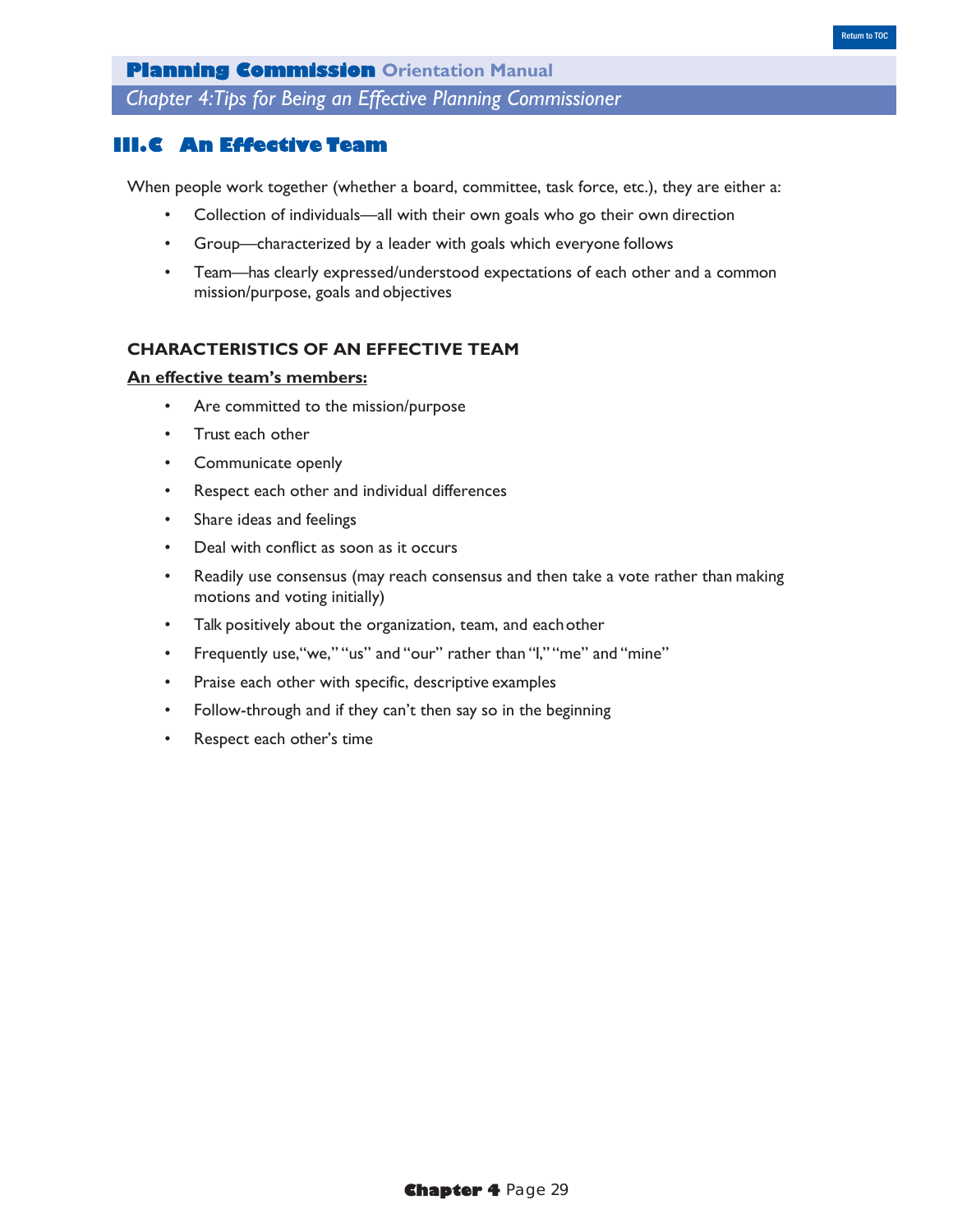## III.C An Effective Team

When people work together (whether a board, committee, task force, etc.), they are either a:

- Collection of individuals—all with their own goals who go their own direction
- Group—characterized by a leader with goals which everyone follows
- Team—has clearly expressed/understood expectations of each other and a common mission/purpose, goals and objectives

### CHARACTERISTICS OF AN EFFECTIVE TEAM

**An effective team's members:**

- Are committed to the mission/purpose
- Trust each other
- Communicate openly
- Respect each other and individual differences
- Share ideas and feelings
- Deal with conflict as soon as it occurs
- Readily use consensus (may reach consensus and then take a vote rather than making motions and voting initially)
- Talk positively about the organization, team, and each other
- Frequently use, "we," "us" and "our" rather than "I," "me" and "mine"
- Praise each other with specific, descriptive examples
- Follow-through and if they can't then say so in the beginning
- Respect each other's time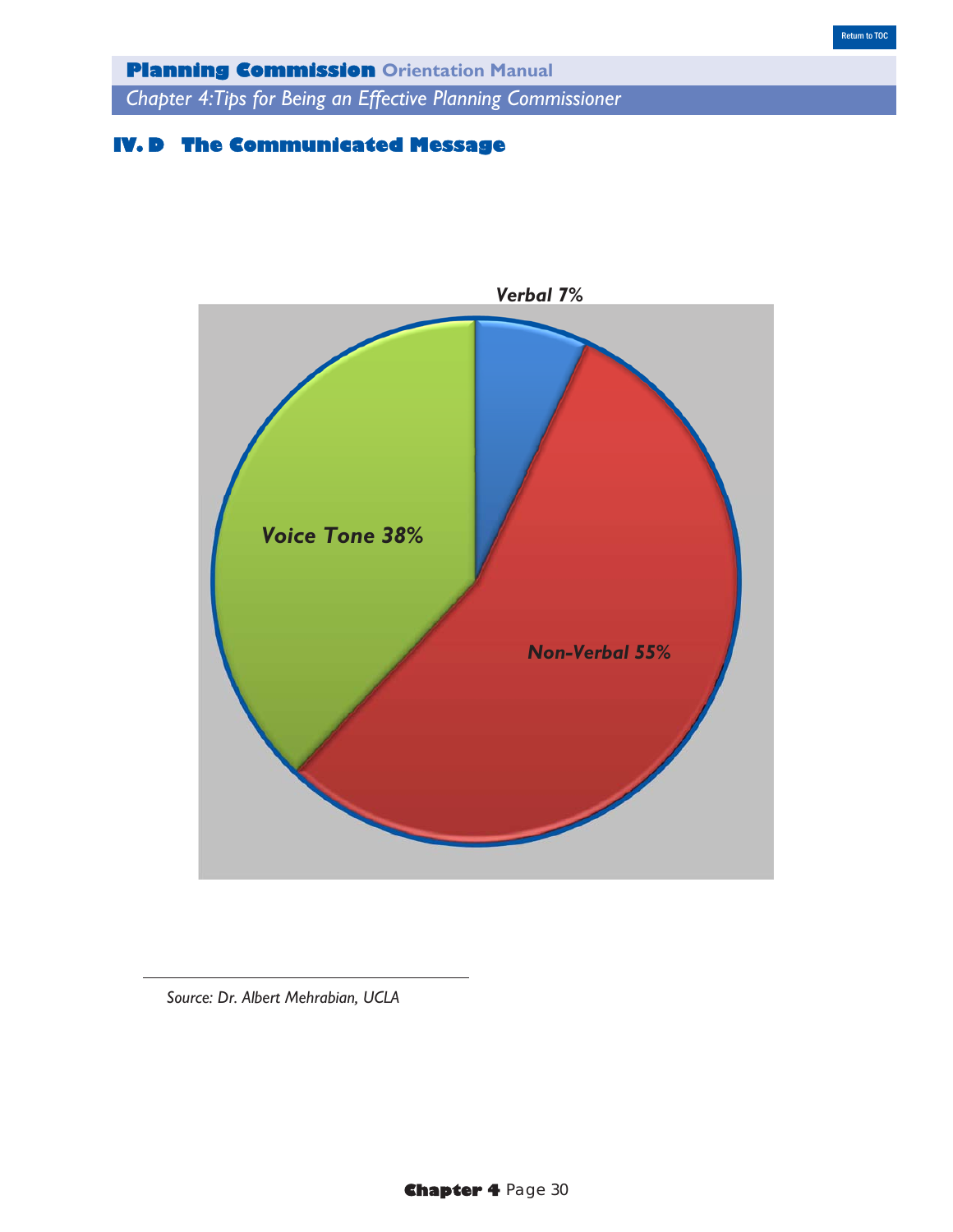## IV. D The Communicated Message

Verbal 7%

Voice Tone 38%

Non-Verbal 55%

*Source: Dr. Albert Mehrabian, UCLA*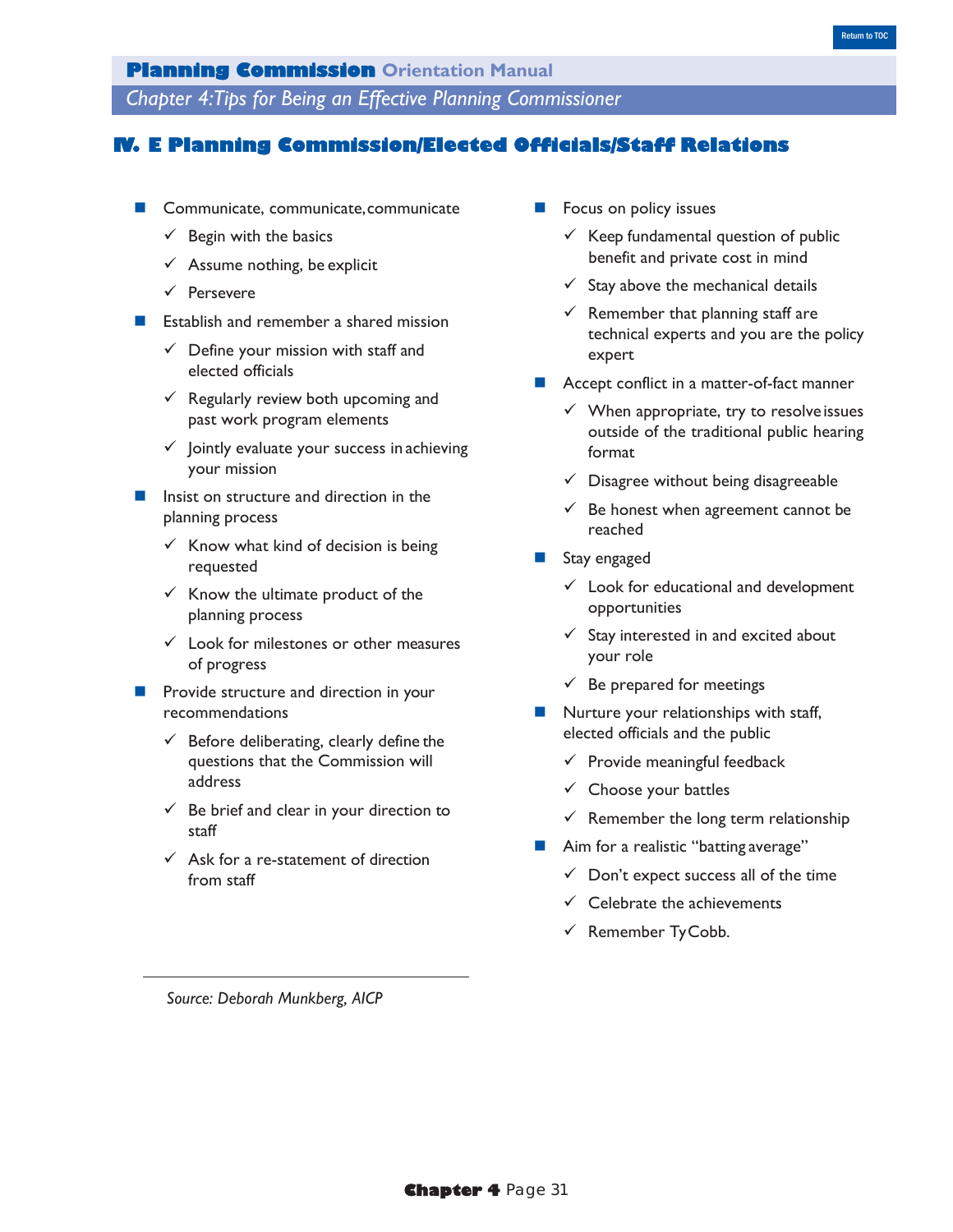# IV. E Planning Commission/Elected Officials/Staff Relations

- Communicate, communicate, communicate
  - ✓ Begin with the basics
  - ✓ Assume nothing, be explicit
  - ✓ Persevere
- Establish and remember a shared mission
  - ✓ Define your mission with staff and elected officials
  - ✓ Regularly review both upcoming and past work program elements
  - ✓ Jointly evaluate your success in achieving your mission
- Insist on structure and direction in the planning process
  - ✓ Know what kind of decision is being requested
  - ✓ Know the ultimate product of the planning process
  - ✓ Look for milestones or other measures of progress
- Provide structure and direction in your recommendations
  - ✓ Before deliberating, clearly define the questions that the Commission will address
  - ✓ Be brief and clear in your direction to staff
  - ✓ Ask for a re-statement of direction from staff
- Focus on policy issues
  - ✓ Keep fundamental question of public benefit and private cost in mind
  - ✓ Stay above the mechanical details
  - ✓ Remember that planning staff are technical experts and you are the policy expert
- Accept conflict in a matter-of-fact manner
  - ✓ When appropriate, try to resolve issues outside of the traditional public hearing format
  - ✓ Disagree without being disagreeable
  - ✓ Be honest when agreement cannot be reached
- Stay engaged
  - ✓ Look for educational and development opportunities
  - ✓ Stay interested in and excited about your role
  - ✓ Be prepared for meetings
- Nurture your relationships with staff, elected officials and the public
  - ✓ Provide meaningful feedback
  - ✓ Choose your battles
  - ✓ Remember the long term relationship
- Aim for a realistic "batting average"
  - ✓ Don't expect success all of the time
  - ✓ Celebrate the achievements
  - ✓ Remember Ty Cobb.

---

*Source: Deborah Munkberg, AICP*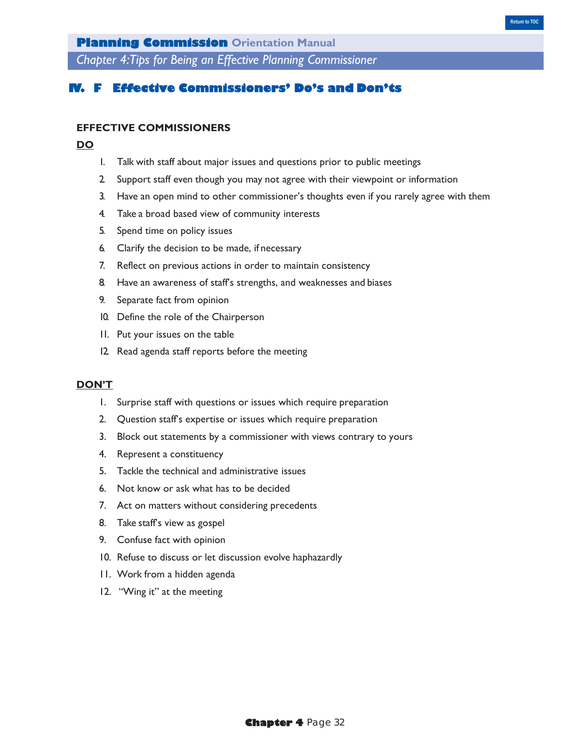# IV. F Effective Commissioners' Do's and Don'ts

**EFFECTIVE COMMISSIONERS**

**DO**

1. Talk with staff about major issues and questions prior to public meetings
2. Support staff even though you may not agree with their viewpoint or information
3. Have an open mind to other commissioner's thoughts even if you rarely agree with them
4. Take a broad based view of community interests
5. Spend time on policy issues
6. Clarify the decision to be made, if necessary
7. Reflect on previous actions in order to maintain consistency
8. Have an awareness of staff's strengths, and weaknesses and biases
9. Separate fact from opinion
10. Define the role of the Chairperson
11. Put your issues on the table
12. Read agenda staff reports before the meeting

**DON'T**

1. Surprise staff with questions or issues which require preparation
2. Question staff's expertise or issues which require preparation
3. Block out statements by a commissioner with views contrary to yours
4. Represent a constituency
5. Tackle the technical and administrative issues
6. Not know or ask what has to be decided
7. Act on matters without considering precedents
8. Take staff's view as gospel
9. Confuse fact with opinion
10. Refuse to discuss or let discussion evolve haphazardly
11. Work from a hidden agenda
12. "Wing it" at the meeting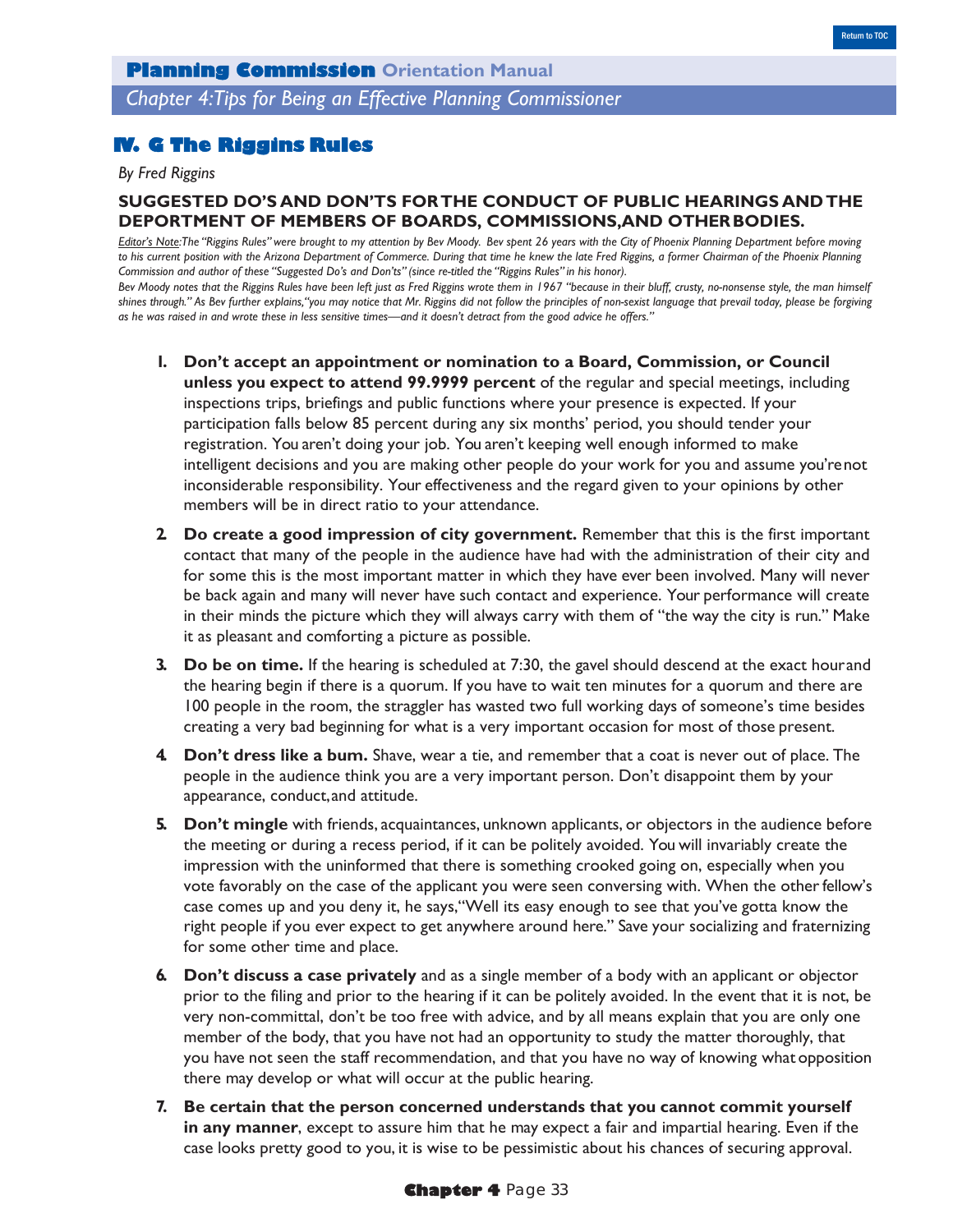## IV. G The Riggins Rules

*By Fred Riggins*

### SUGGESTED DO'S AND DON'TS FOR THE CONDUCT OF PUBLIC HEARINGS AND THE DEPORTMENT OF MEMBERS OF BOARDS, COMMISSIONS, AND OTHER BODIES.

*Editor's Note: The "Riggins Rules" were brought to my attention by Bev Moody. Bev spent 26 years with the City of Phoenix Planning Department before moving to his current position with the Arizona Department of Commerce. During that time he knew the late Fred Riggins, a former Chairman of the Phoenix Planning Commission and author of these "Suggested Do's and Don'ts" (since re-titled the "Riggins Rules" in his honor).*

*Bev Moody notes that the Riggins Rules have been left just as Fred Riggins wrote them in 1967 "because in their bluff, crusty, no-nonsense style, the man himself shines through." As Bev further explains, "you may notice that Mr. Riggins did not follow the principles of non-sexist language that prevail today, please be forgiving as he was raised in and wrote these in less sensitive times—and it doesn't detract from the good advice he offers."*

1. **Don't accept an appointment or nomination to a Board, Commission, or Council unless you expect to attend 99.9999 percent** of the regular and special meetings, including inspections trips, briefings and public functions where your presence is expected. If your participation falls below 85 percent during any six months' period, you should tender your registration. You aren't doing your job. You aren't keeping well enough informed to make intelligent decisions and you are making other people do your work for you and assume you're not inconsiderable responsibility. Your effectiveness and the regard given to your opinions by other members will be in direct ratio to your attendance.
2. **Do create a good impression of city government.** Remember that this is the first important contact that many of the people in the audience have had with the administration of their city and for some this is the most important matter in which they have ever been involved. Many will never be back again and many will never have such contact and experience. Your performance will create in their minds the picture which they will always carry with them of "the way the city is run." Make it as pleasant and comforting a picture as possible.
3. **Do be on time.** If the hearing is scheduled at 7:30, the gavel should descend at the exact hour and the hearing begin if there is a quorum. If you have to wait ten minutes for a quorum and there are 100 people in the room, the straggler has wasted two full working days of someone's time besides creating a very bad beginning for what is a very important occasion for most of those present.
4. **Don't dress like a bum.** Shave, wear a tie, and remember that a coat is never out of place. The people in the audience think you are a very important person. Don't disappoint them by your appearance, conduct, and attitude.
5. **Don't mingle** with friends, acquaintances, unknown applicants, or objectors in the audience before the meeting or during a recess period, if it can be politely avoided. You will invariably create the impression with the uninformed that there is something crooked going on, especially when you vote favorably on the case of the applicant you were seen conversing with. When the other fellow's case comes up and you deny it, he says, "Well its easy enough to see that you've gotta know the right people if you ever expect to get anywhere around here." Save your socializing and fraternizing for some other time and place.
6. **Don't discuss a case privately** and as a single member of a body with an applicant or objector prior to the filing and prior to the hearing if it can be politely avoided. In the event that it is not, be very non-committal, don't be too free with advice, and by all means explain that you are only one member of the body, that you have not had an opportunity to study the matter thoroughly, that you have not seen the staff recommendation, and that you have no way of knowing what opposition there may develop or what will occur at the public hearing.
7. **Be certain that the person concerned understands that you cannot commit yourself in any manner**, except to assure him that he may expect a fair and impartial hearing. Even if the case looks pretty good to you, it is wise to be pessimistic about his chances of securing approval.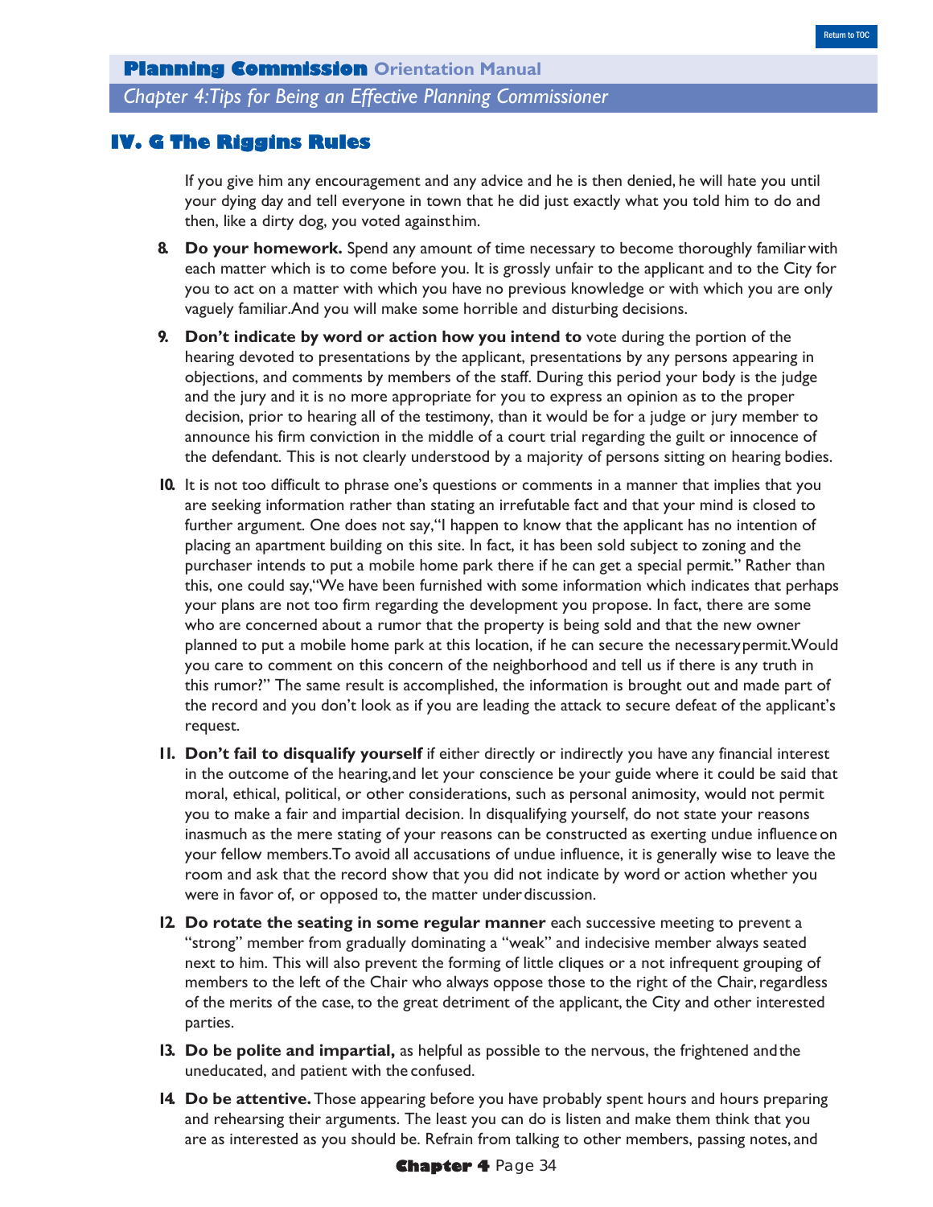## IV. G The Riggins Rules

If you give him any encouragement and any advice and he is then denied, he will hate you until your dying day and tell everyone in town that he did just exactly what you told him to do and then, like a dirty dog, you voted against him.

8. **Do your homework.** Spend any amount of time necessary to become thoroughly familiar with each matter which is to come before you. It is grossly unfair to the applicant and to the City for you to act on a matter with which you have no previous knowledge or with which you are only vaguely familiar. And you will make some horrible and disturbing decisions.

9. **Don't indicate by word or action how you intend to** vote during the portion of the hearing devoted to presentations by the applicant, presentations by any persons appearing in objections, and comments by members of the staff. During this period your body is the judge and the jury and it is no more appropriate for you to express an opinion as to the proper decision, prior to hearing all of the testimony, than it would be for a judge or jury member to announce his firm conviction in the middle of a court trial regarding the guilt or innocence of the defendant. This is not clearly understood by a majority of persons sitting on hearing bodies.

10. It is not too difficult to phrase one's questions or comments in a manner that implies that you are seeking information rather than stating an irrefutable fact and that your mind is closed to further argument. One does not say, "I happen to know that the applicant has no intention of placing an apartment building on this site. In fact, it has been sold subject to zoning and the purchaser intends to put a mobile home park there if he can get a special permit." Rather than this, one could say, "We have been furnished with some information which indicates that perhaps your plans are not too firm regarding the development you propose. In fact, there are some who are concerned about a rumor that the property is being sold and that the new owner planned to put a mobile home park at this location, if he can secure the necessary permit. Would you care to comment on this concern of the neighborhood and tell us if there is any truth in this rumor?" The same result is accomplished, the information is brought out and made part of the record and you don't look as if you are leading the attack to secure defeat of the applicant's request.

11. **Don't fail to disqualify yourself** if either directly or indirectly you have any financial interest in the outcome of the hearing, and let your conscience be your guide where it could be said that moral, ethical, political, or other considerations, such as personal animosity, would not permit you to make a fair and impartial decision. In disqualifying yourself, do not state your reasons inasmuch as the mere stating of your reasons can be constructed as exerting undue influence on your fellow members. To avoid all accusations of undue influence, it is generally wise to leave the room and ask that the record show that you did not indicate by word or action whether you were in favor of, or opposed to, the matter under discussion.

12. **Do rotate the seating in some regular manner** each successive meeting to prevent a "strong" member from gradually dominating a "weak" and indecisive member always seated next to him. This will also prevent the forming of little cliques or a not infrequent grouping of members to the left of the Chair who always oppose those to the right of the Chair, regardless of the merits of the case, to the great detriment of the applicant, the City and other interested parties.

13. **Do be polite and impartial,** as helpful as possible to the nervous, the frightened and the uneducated, and patient with the confused.

14. **Do be attentive.** Those appearing before you have probably spent hours and hours preparing and rehearsing their arguments. The least you can do is listen and make them think that you are as interested as you should be. Refrain from talking to other members, passing notes, and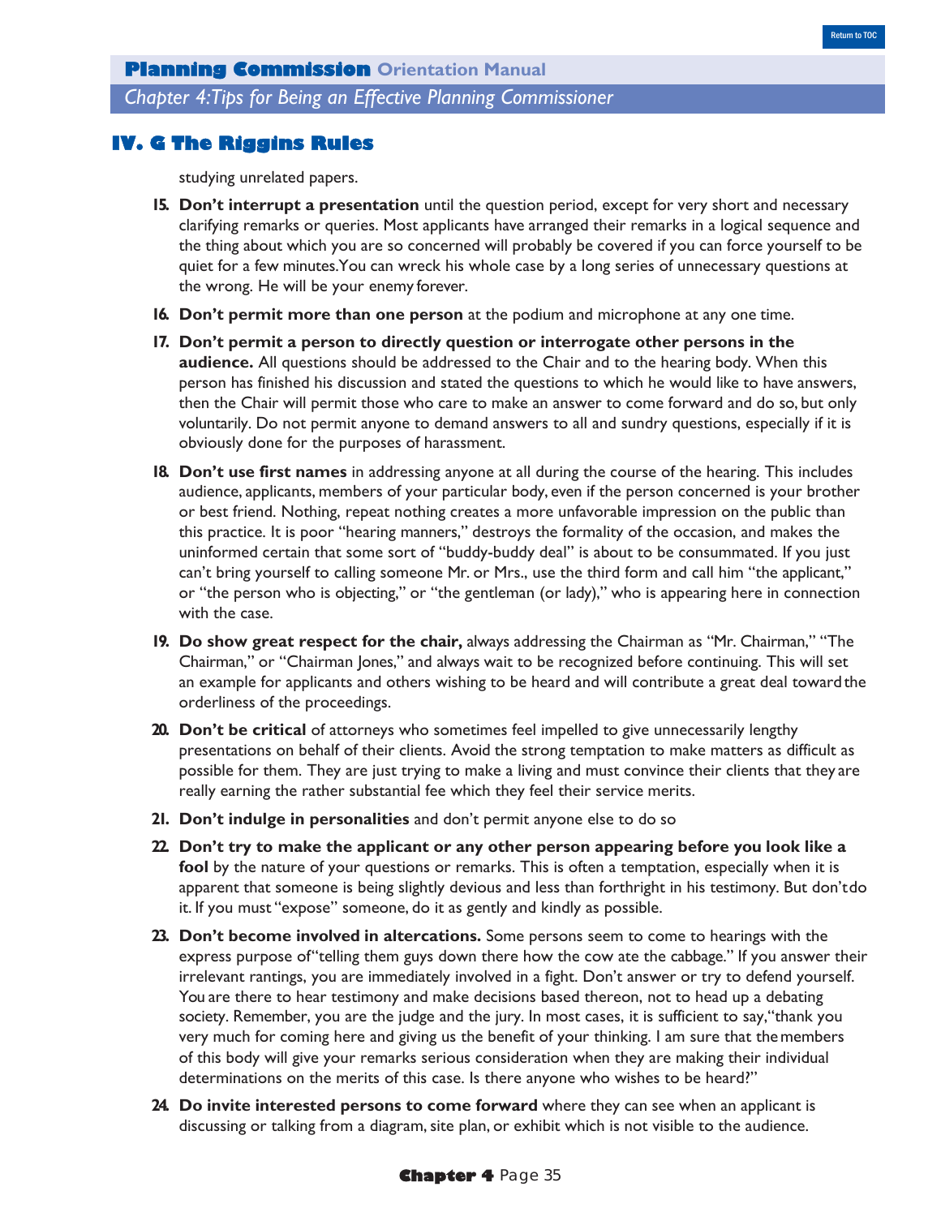## IV. G The Riggins Rules

studying unrelated papers.

15. **Don't interrupt a presentation** until the question period, except for very short and necessary clarifying remarks or queries. Most applicants have arranged their remarks in a logical sequence and the thing about which you are so concerned will probably be covered if you can force yourself to be quiet for a few minutes.You can wreck his whole case by a long series of unnecessary questions at the wrong. He will be your enemy forever.
16. **Don't permit more than one person** at the podium and microphone at any one time.
17. **Don't permit a person to directly question or interrogate other persons in the audience.** All questions should be addressed to the Chair and to the hearing body. When this person has finished his discussion and stated the questions to which he would like to have answers, then the Chair will permit those who care to make an answer to come forward and do so, but only voluntarily. Do not permit anyone to demand answers to all and sundry questions, especially if it is obviously done for the purposes of harassment.
18. **Don't use first names** in addressing anyone at all during the course of the hearing. This includes audience, applicants, members of your particular body, even if the person concerned is your brother or best friend. Nothing, repeat nothing creates a more unfavorable impression on the public than this practice. It is poor "hearing manners," destroys the formality of the occasion, and makes the uninformed certain that some sort of "buddy-buddy deal" is about to be consummated. If you just can't bring yourself to calling someone Mr. or Mrs., use the third form and call him "the applicant," or "the person who is objecting," or "the gentleman (or lady)," who is appearing here in connection with the case.
19. **Do show great respect for the chair,** always addressing the Chairman as "Mr. Chairman," "The Chairman," or "Chairman Jones," and always wait to be recognized before continuing. This will set an example for applicants and others wishing to be heard and will contribute a great deal toward the orderliness of the proceedings.
20. **Don't be critical** of attorneys who sometimes feel impelled to give unnecessarily lengthy presentations on behalf of their clients. Avoid the strong temptation to make matters as difficult as possible for them. They are just trying to make a living and must convince their clients that they are really earning the rather substantial fee which they feel their service merits.
21. **Don't indulge in personalities** and don't permit anyone else to do so
22. **Don't try to make the applicant or any other person appearing before you look like a fool** by the nature of your questions or remarks. This is often a temptation, especially when it is apparent that someone is being slightly devious and less than forthright in his testimony. But don't do it. If you must "expose" someone, do it as gently and kindly as possible.
23. **Don't become involved in altercations.** Some persons seem to come to hearings with the express purpose of "telling them guys down there how the cow ate the cabbage." If you answer their irrelevant rantings, you are immediately involved in a fight. Don't answer or try to defend yourself. You are there to hear testimony and make decisions based thereon, not to head up a debating society. Remember, you are the judge and the jury. In most cases, it is sufficient to say, "thank you very much for coming here and giving us the benefit of your thinking. I am sure that the members of this body will give your remarks serious consideration when they are making their individual determinations on the merits of this case. Is there anyone who wishes to be heard?"
24. **Do invite interested persons to come forward** where they can see when an applicant is discussing or talking from a diagram, site plan, or exhibit which is not visible to the audience.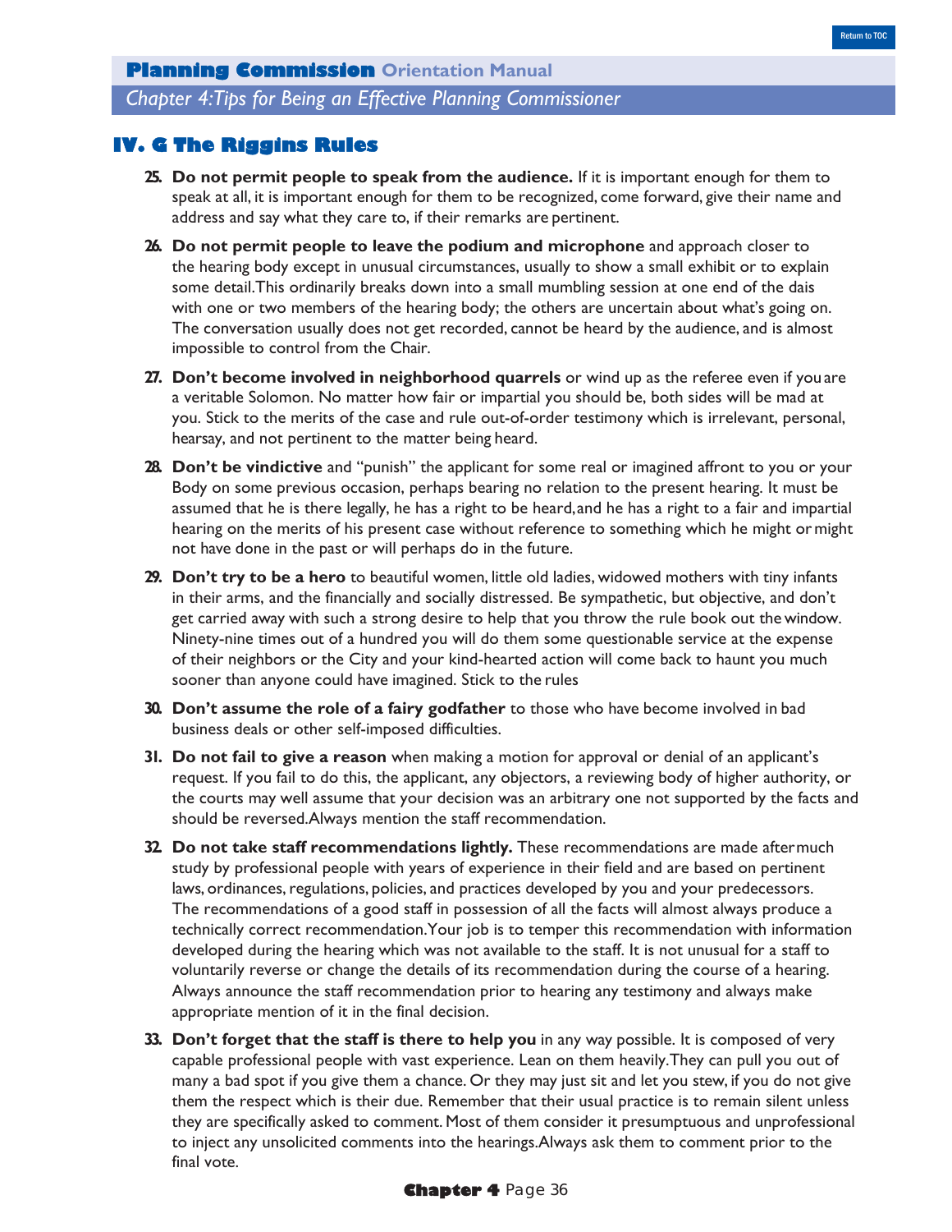## IV. G The Riggins Rules

25. **Do not permit people to speak from the audience.** If it is important enough for them to speak at all, it is important enough for them to be recognized, come forward, give their name and address and say what they care to, if their remarks are pertinent.

26. **Do not permit people to leave the podium and microphone** and approach closer to the hearing body except in unusual circumstances, usually to show a small exhibit or to explain some detail.This ordinarily breaks down into a small mumbling session at one end of the dais with one or two members of the hearing body; the others are uncertain about what's going on. The conversation usually does not get recorded, cannot be heard by the audience, and is almost impossible to control from the Chair.

27. **Don't become involved in neighborhood quarrels** or wind up as the referee even if you are a veritable Solomon. No matter how fair or impartial you should be, both sides will be mad at you. Stick to the merits of the case and rule out-of-order testimony which is irrelevant, personal, hearsay, and not pertinent to the matter being heard.

28. **Don't be vindictive** and "punish" the applicant for some real or imagined affront to you or your Body on some previous occasion, perhaps bearing no relation to the present hearing. It must be assumed that he is there legally, he has a right to be heard,and he has a right to a fair and impartial hearing on the merits of his present case without reference to something which he might or might not have done in the past or will perhaps do in the future.

29. **Don't try to be a hero** to beautiful women, little old ladies, widowed mothers with tiny infants in their arms, and the financially and socially distressed. Be sympathetic, but objective, and don't get carried away with such a strong desire to help that you throw the rule book out the window. Ninety-nine times out of a hundred you will do them some questionable service at the expense of their neighbors or the City and your kind-hearted action will come back to haunt you much sooner than anyone could have imagined. Stick to the rules

30. **Don't assume the role of a fairy godfather** to those who have become involved in bad business deals or other self-imposed difficulties.

31. **Do not fail to give a reason** when making a motion for approval or denial of an applicant's request. If you fail to do this, the applicant, any objectors, a reviewing body of higher authority, or the courts may well assume that your decision was an arbitrary one not supported by the facts and should be reversed.Always mention the staff recommendation.

32. **Do not take staff recommendations lightly.** These recommendations are made after much study by professional people with years of experience in their field and are based on pertinent laws, ordinances, regulations, policies, and practices developed by you and your predecessors. The recommendations of a good staff in possession of all the facts will almost always produce a technically correct recommendation.Your job is to temper this recommendation with information developed during the hearing which was not available to the staff. It is not unusual for a staff to voluntarily reverse or change the details of its recommendation during the course of a hearing. Always announce the staff recommendation prior to hearing any testimony and always make appropriate mention of it in the final decision.

33. **Don't forget that the staff is there to help you** in any way possible. It is composed of very capable professional people with vast experience. Lean on them heavily.They can pull you out of many a bad spot if you give them a chance. Or they may just sit and let you stew, if you do not give them the respect which is their due. Remember that their usual practice is to remain silent unless they are specifically asked to comment. Most of them consider it presumptuous and unprofessional to inject any unsolicited comments into the hearings.Always ask them to comment prior to the final vote.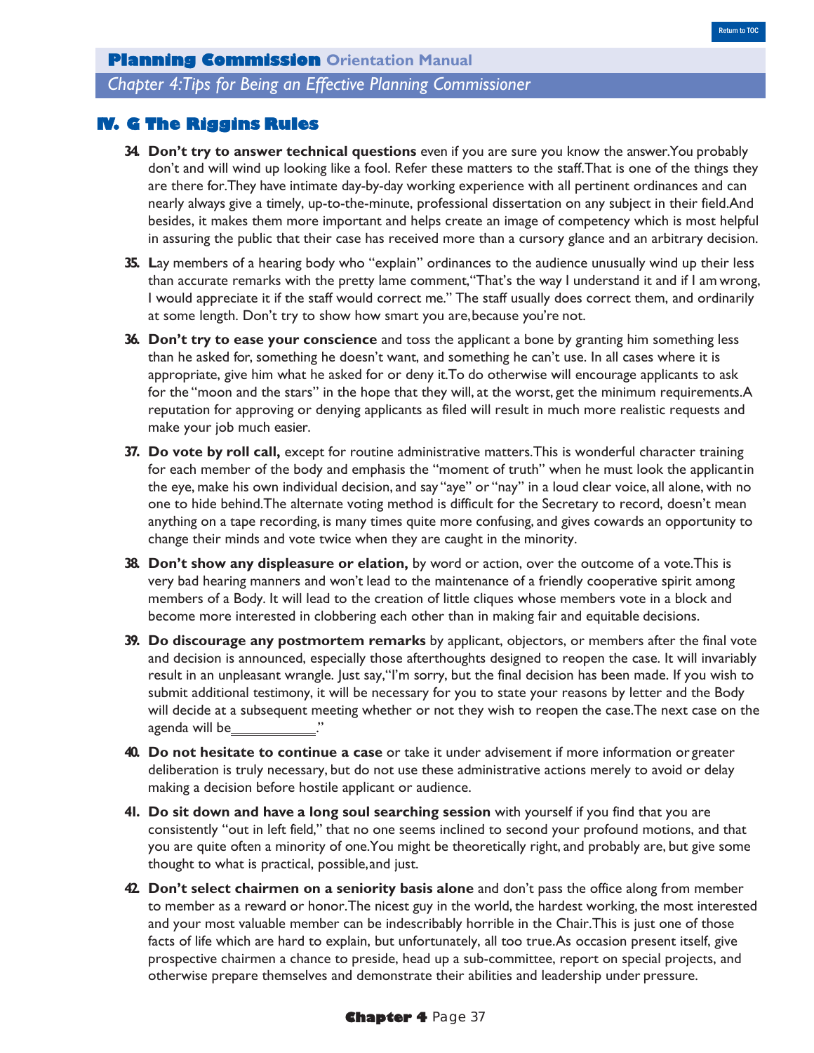## IV. G The Riggins Rules

34. **Don't try to answer technical questions** even if you are sure you know the answer.You probably don't and will wind up looking like a fool. Refer these matters to the staff.That is one of the things they are there for.They have intimate day-by-day working experience with all pertinent ordinances and can nearly always give a timely, up-to-the-minute, professional dissertation on any subject in their field.And besides, it makes them more important and helps create an image of competency which is most helpful in assuring the public that their case has received more than a cursory glance and an arbitrary decision.

35. **L**ay members of a hearing body who "explain" ordinances to the audience unusually wind up their less than accurate remarks with the pretty lame comment,"That's the way I understand it and if I am wrong, I would appreciate it if the staff would correct me." The staff usually does correct them, and ordinarily at some length. Don't try to show how smart you are, because you're not.

36. **Don't try to ease your conscience** and toss the applicant a bone by granting him something less than he asked for, something he doesn't want, and something he can't use. In all cases where it is appropriate, give him what he asked for or deny it.To do otherwise will encourage applicants to ask for the "moon and the stars" in the hope that they will, at the worst, get the minimum requirements.A reputation for approving or denying applicants as filed will result in much more realistic requests and make your job much easier.

37. **Do vote by roll call,** except for routine administrative matters.This is wonderful character training for each member of the body and emphasis the "moment of truth" when he must look the applicant in the eye, make his own individual decision, and say "aye" or "nay" in a loud clear voice, all alone, with no one to hide behind.The alternate voting method is difficult for the Secretary to record, doesn't mean anything on a tape recording, is many times quite more confusing, and gives cowards an opportunity to change their minds and vote twice when they are caught in the minority.

38. **Don't show any displeasure or elation,** by word or action, over the outcome of a vote.This is very bad hearing manners and won't lead to the maintenance of a friendly cooperative spirit among members of a Body. It will lead to the creation of little cliques whose members vote in a block and become more interested in clobbering each other than in making fair and equitable decisions.

39. **Do discourage any postmortem remarks** by applicant, objectors, or members after the final vote and decision is announced, especially those afterthoughts designed to reopen the case. It will invariably result in an unpleasant wrangle. Just say,"I'm sorry, but the final decision has been made. If you wish to submit additional testimony, it will be necessary for you to state your reasons by letter and the Body will decide at a subsequent meeting whether or not they wish to reopen the case.The next case on the agenda will be___________."

40. **Do not hesitate to continue a case** or take it under advisement if more information or greater deliberation is truly necessary, but do not use these administrative actions merely to avoid or delay making a decision before hostile applicant or audience.

41. **Do sit down and have a long soul searching session** with yourself if you find that you are consistently "out in left field," that no one seems inclined to second your profound motions, and that you are quite often a minority of one.You might be theoretically right, and probably are, but give some thought to what is practical, possible, and just.

42. **Don't select chairmen on a seniority basis alone** and don't pass the office along from member to member as a reward or honor.The nicest guy in the world, the hardest working, the most interested and your most valuable member can be indescribably horrible in the Chair.This is just one of those facts of life which are hard to explain, but unfortunately, all too true.As occasion present itself, give prospective chairmen a chance to preside, head up a sub-committee, report on special projects, and otherwise prepare themselves and demonstrate their abilities and leadership under pressure.